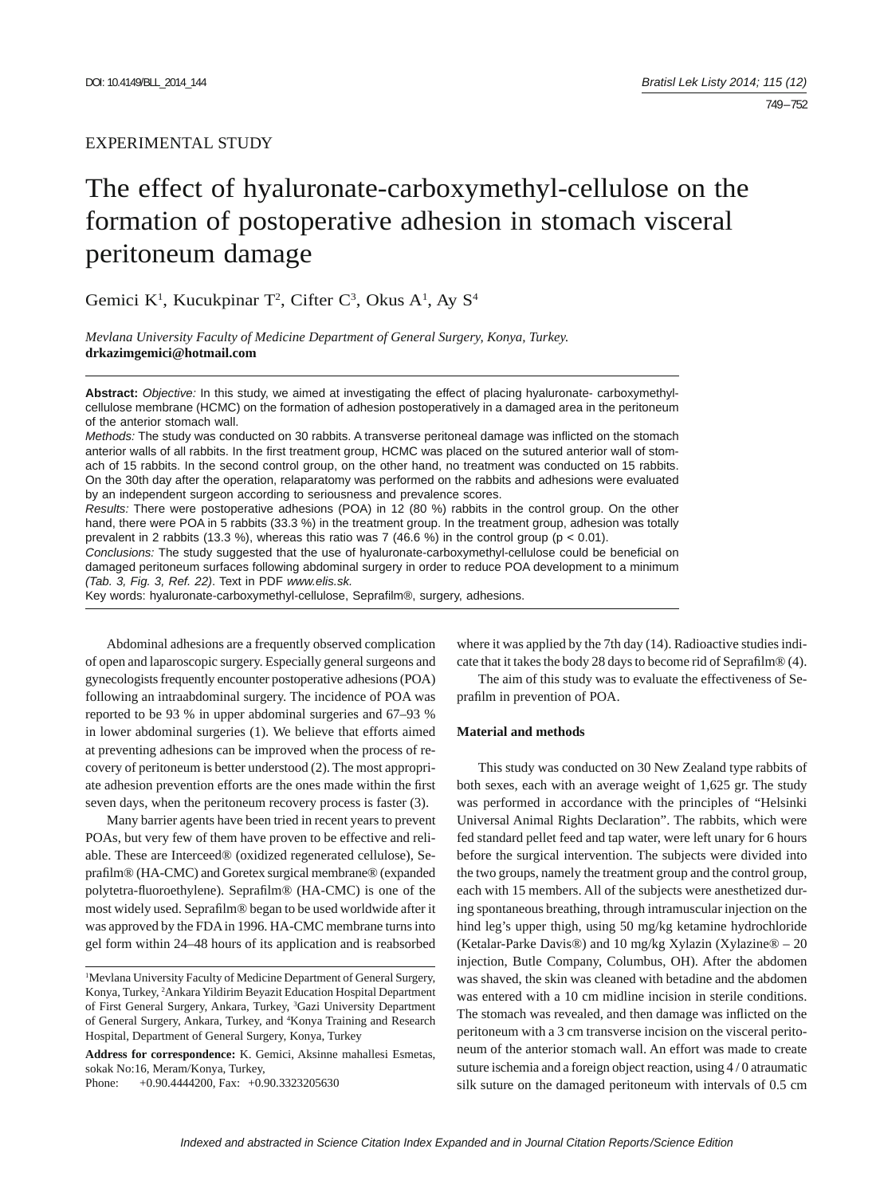EXPERIMENTAL STUDY

# The effect of hyaluronate-carboxymethyl-cellulose on the formation of postoperative adhesion in stomach visceral peritoneum damage

Gemici K[1], Kucukpinar T[2], Cifter C[3], Okus A[1], Ay S[4]

*Mevlana University Faculty of Medicine Department of General Surgery, Konya, Turkey.*
**drkazimgemici@hotmail.com**

**Abstract:** *Objective:* In this study, we aimed at investigating the effect of placing hyaluronate- carboxymethyl-cellulose membrane (HCMC) on the formation of adhesion postoperatively in a damaged area in the peritoneum of the anterior stomach wall.

*Methods:* The study was conducted on 30 rabbits. A transverse peritoneal damage was inflicted on the stomach anterior walls of all rabbits. In the first treatment group, HCMC was placed on the sutured anterior wall of stomach of 15 rabbits. In the second control group, on the other hand, no treatment was conducted on 15 rabbits. On the 30th day after the operation, relaparatomy was performed on the rabbits and adhesions were evaluated by an independent surgeon according to seriousness and prevalence scores.

*Results:* There were postoperative adhesions (POA) in 12 (80 %) rabbits in the control group. On the other hand, there were POA in 5 rabbits (33.3 %) in the treatment group. In the treatment group, adhesion was totally prevalent in 2 rabbits (13.3 %), whereas this ratio was 7 (46.6 %) in the control group ($p < 0.01$).

*Conclusions:* The study suggested that the use of hyaluronate-carboxymethyl-cellulose could be beneficial on damaged peritoneum surfaces following abdominal surgery in order to reduce POA development to a minimum *(Tab. 3, Fig. 3, Ref. 22)*. Text in PDF *www.elis.sk.*

Key words: hyaluronate-carboxymethyl-cellulose, Seprafilm®, surgery, adhesions.

Abdominal adhesions are a frequently observed complication of open and laparoscopic surgery. Especially general surgeons and gynecologists frequently encounter postoperative adhesions (POA) following an intraabdominal surgery. The incidence of POA was reported to be 93 % in upper abdominal surgeries and 67–93 % in lower abdominal surgeries (1). We believe that efforts aimed at preventing adhesions can be improved when the process of recovery of peritoneum is better understood (2). The most appropriate adhesion prevention efforts are the ones made within the first seven days, when the peritoneum recovery process is faster (3).

Many barrier agents have been tried in recent years to prevent POAs, but very few of them have proven to be effective and reliable. These are Interceed® (oxidized regenerated cellulose), Seprafilm® (HA-CMC) and Goretex surgical membrane® (expanded polytetra-fluoroethylene). Seprafilm® (HA-CMC) is one of the most widely used. Seprafilm® began to be used worldwide after it was approved by the FDA in 1996. HA-CMC membrane turns into gel form within 24–48 hours of its application and is reabsorbed where it was applied by the 7th day (14). Radioactive studies indicate that it takes the body 28 days to become rid of Seprafilm® (4).

The aim of this study was to evaluate the effectiveness of Seprafilm in prevention of POA.

## Material and methods

This study was conducted on 30 New Zealand type rabbits of both sexes, each with an average weight of 1,625 gr. The study was performed in accordance with the principles of "Helsinki Universal Animal Rights Declaration". The rabbits, which were fed standard pellet feed and tap water, were left unary for 6 hours before the surgical intervention. The subjects were divided into the two groups, namely the treatment group and the control group, each with 15 members. All of the subjects were anesthetized during spontaneous breathing, through intramuscular injection on the hind leg's upper thigh, using 50 mg/kg ketamine hydrochloride (Ketalar-Parke Davis®) and 10 mg/kg Xylazin (Xylazine® – 20 injection, Butle Company, Columbus, OH). After the abdomen was shaved, the skin was cleaned with betadine and the abdomen was entered with a 10 cm midline incision in sterile conditions. The stomach was revealed, and then damage was inflicted on the peritoneum with a 3 cm transverse incision on the visceral peritoneum of the anterior stomach wall. An effort was made to create suture ischemia and a foreign object reaction, using 4 / 0 atraumatic silk suture on the damaged peritoneum with intervals of 0.5 cm

[1]Mevlana University Faculty of Medicine Department of General Surgery, Konya, Turkey, [2]Ankara Yildirim Beyazit Education Hospital Department of First General Surgery, Ankara, Turkey, [3]Gazi University Department of General Surgery, Ankara, Turkey, and [4]Konya Training and Research Hospital, Department of General Surgery, Konya, Turkey

**Address for correspondence:** K. Gemici, Aksinne mahallesi Esmetas, sokak No:16, Meram/Konya, Turkey,
Phone: +0.90.4444200, Fax: +0.90.3323205630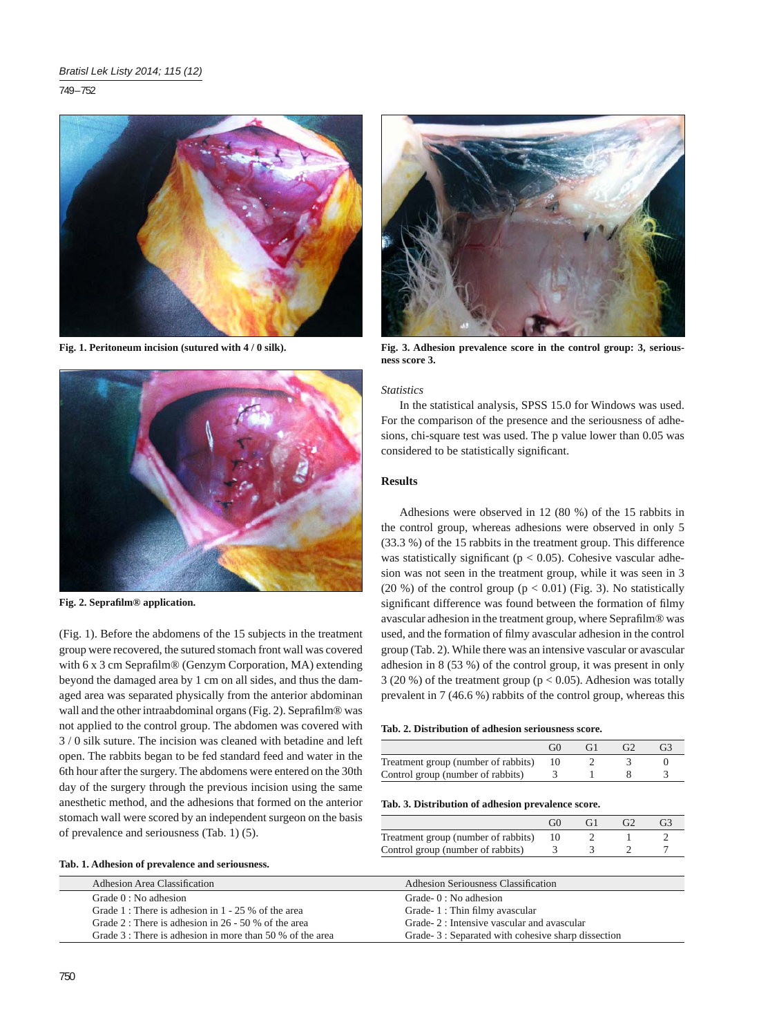Fig. 1. Peritoneum incision (sutured with 4 / 0 silk).

Fig. 2. Seprafilm® application.

(Fig. 1). Before the abdomens of the 15 subjects in the treatment group were recovered, the sutured stomach front wall was covered with 6 x 3 cm Seprafilm® (Genzym Corporation, MA) extending beyond the damaged area by 1 cm on all sides, and thus the damaged area was separated physically from the anterior abdominan wall and the other intraabdominal organs (Fig. 2). Seprafilm® was not applied to the control group. The abdomen was covered with 3 / 0 silk suture. The incision was cleaned with betadine and left open. The rabbits began to be fed standard feed and water in the 6th hour after the surgery. The abdomens were entered on the 30th day of the surgery through the previous incision using the same anesthetic method, and the adhesions that formed on the anterior stomach wall were scored by an independent surgeon on the basis of prevalence and seriousness (Tab. 1) (5).

**Tab. 1. Adhesion of prevalence and seriousness.**

| Adhesion Area Classification | Adhesion Seriousness Classification |
|---|---|
| Grade 0 : No adhesion | Grade- 0 : No adhesion |
| Grade 1 : There is adhesion in 1 - 25 % of the area | Grade- 1 : Thin filmy avascular |
| Grade 2 : There is adhesion in 26 - 50 % of the area | Grade- 2 : Intensive vascular and avascular |
| Grade 3 : There is adhesion in more than 50 % of the area | Grade- 3 : Separated with cohesive sharp dissection |

Fig. 3. Adhesion prevalence score in the control group: 3, seriousness score 3.

*Statistics*

In the statistical analysis, SPSS 15.0 for Windows was used. For the comparison of the presence and the seriousness of adhesions, chi-square test was used. The p value lower than 0.05 was considered to be statistically significant.

## Results

Adhesions were observed in 12 (80 %) of the 15 rabbits in the control group, whereas adhesions were observed in only 5 (33.3 %) of the 15 rabbits in the treatment group. This difference was statistically significant ($p < 0.05$). Cohesive vascular adhesion was not seen in the treatment group, while it was seen in 3 (20 %) of the control group ($p < 0.01$) (Fig. 3). No statistically significant difference was found between the formation of filmy avascular adhesion in the treatment group, where Seprafilm® was used, and the formation of filmy avascular adhesion in the control group (Tab. 2). While there was an intensive vascular or avascular adhesion in 8 (53 %) of the control group, it was present in only 3 (20 %) of the treatment group ($p < 0.05$). Adhesion was totally prevalent in 7 (46.6 %) rabbits of the control group, whereas this

**Tab. 2. Distribution of adhesion seriousness score.**

| | G0 | G1 | G2 | G3 |
|---|---|---|---|---|
| Treatment group (number of rabbits) | 10 | 2 | 3 | 0 |
| Control group (number of rabbits) | 3 | 1 | 8 | 3 |

**Tab. 3. Distribution of adhesion prevalence score.**

| | G0 | G1 | G2 | G3 |
|---|---|---|---|---|
| Treatment group (number of rabbits) | 10 | 2 | 1 | 2 |
| Control group (number of rabbits) | 3 | 3 | 2 | 7 |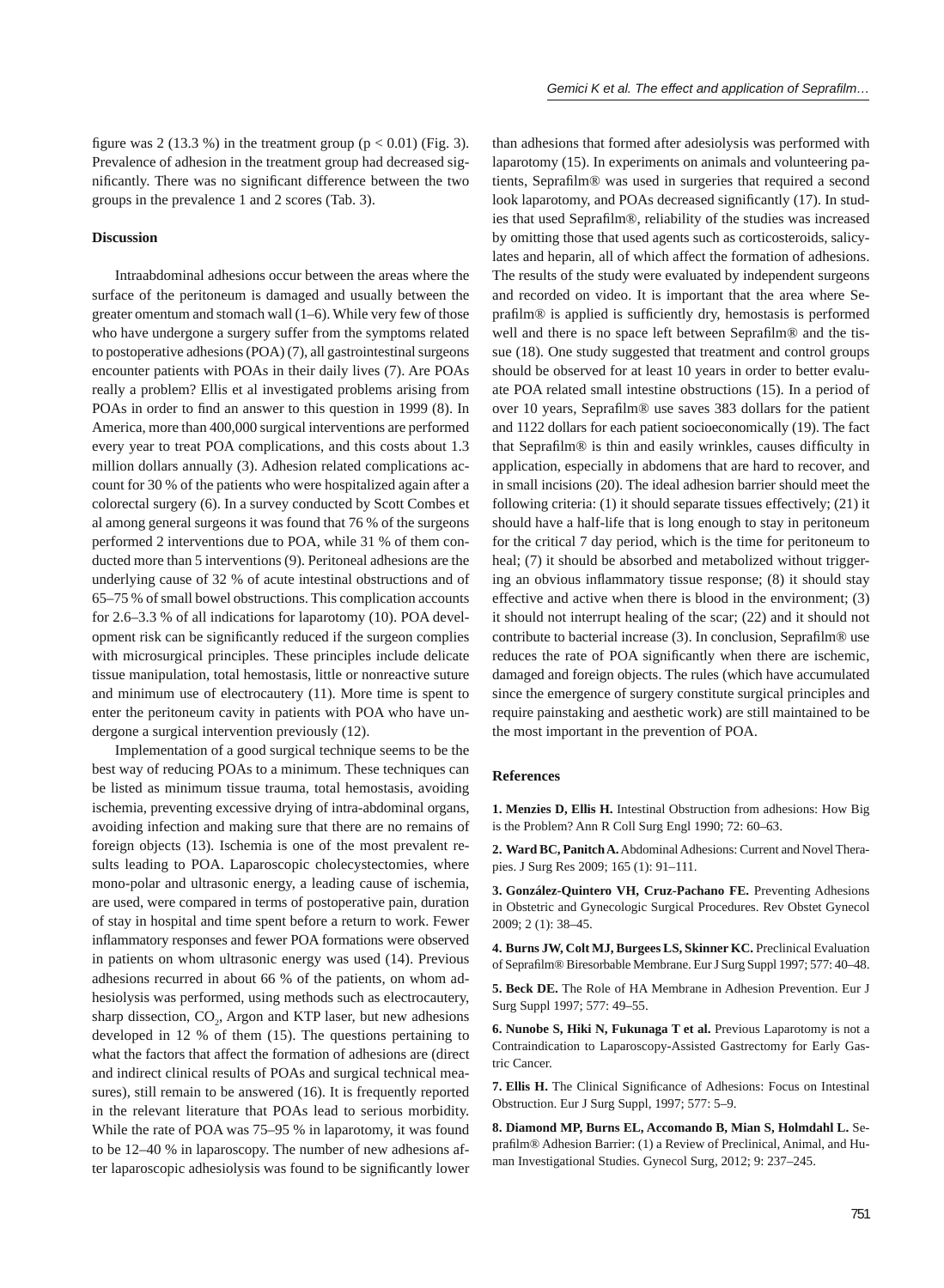figure was 2 (13.3 %) in the treatment group ($p < 0.01$) (Fig. 3). Prevalence of adhesion in the treatment group had decreased significantly. There was no significant difference between the two groups in the prevalence 1 and 2 scores (Tab. 3).

## Discussion

Intraabdominal adhesions occur between the areas where the surface of the peritoneum is damaged and usually between the greater omentum and stomach wall (1–6). While very few of those who have undergone a surgery suffer from the symptoms related to postoperative adhesions (POA) (7), all gastrointestinal surgeons encounter patients with POAs in their daily lives (7). Are POAs really a problem? Ellis et al investigated problems arising from POAs in order to find an answer to this question in 1999 (8). In America, more than 400,000 surgical interventions are performed every year to treat POA complications, and this costs about 1.3 million dollars annually (3). Adhesion related complications account for 30 % of the patients who were hospitalized again after a colorectal surgery (6). In a survey conducted by Scott Combes et al among general surgeons it was found that 76 % of the surgeons performed 2 interventions due to POA, while 31 % of them conducted more than 5 interventions (9). Peritoneal adhesions are the underlying cause of 32 % of acute intestinal obstructions and of 65–75 % of small bowel obstructions. This complication accounts for 2.6–3.3 % of all indications for laparotomy (10). POA development risk can be significantly reduced if the surgeon complies with microsurgical principles. These principles include delicate tissue manipulation, total hemostasis, little or nonreactive suture and minimum use of electrocautery (11). More time is spent to enter the peritoneum cavity in patients with POA who have undergone a surgical intervention previously (12).

Implementation of a good surgical technique seems to be the best way of reducing POAs to a minimum. These techniques can be listed as minimum tissue trauma, total hemostasis, avoiding ischemia, preventing excessive drying of intra-abdominal organs, avoiding infection and making sure that there are no remains of foreign objects (13). Ischemia is one of the most prevalent results leading to POA. Laparoscopic cholecystectomies, where mono-polar and ultrasonic energy, a leading cause of ischemia, are used, were compared in terms of postoperative pain, duration of stay in hospital and time spent before a return to work. Fewer inflammatory responses and fewer POA formations were observed in patients on whom ultrasonic energy was used (14). Previous adhesions recurred in about 66 % of the patients, on whom adhesiolysis was performed, using methods such as electrocautery, sharp dissection, $CO_2$, Argon and KTP laser, but new adhesions developed in 12 % of them (15). The questions pertaining to what the factors that affect the formation of adhesions are (direct and indirect clinical results of POAs and surgical technical measures), still remain to be answered (16). It is frequently reported in the relevant literature that POAs lead to serious morbidity. While the rate of POA was 75–95 % in laparotomy, it was found to be 12–40 % in laparoscopy. The number of new adhesions after laparoscopic adhesiolysis was found to be significantly lower than adhesions that formed after adesiolysis was performed with laparotomy (15). In experiments on animals and volunteering patients, Seprafilm® was used in surgeries that required a second look laparotomy, and POAs decreased significantly (17). In studies that used Seprafilm®, reliability of the studies was increased by omitting those that used agents such as corticosteroids, salicylates and heparin, all of which affect the formation of adhesions. The results of the study were evaluated by independent surgeons and recorded on video. It is important that the area where Seprafilm® is applied is sufficiently dry, hemostasis is performed well and there is no space left between Seprafilm® and the tissue (18). One study suggested that treatment and control groups should be observed for at least 10 years in order to better evaluate POA related small intestine obstructions (15). In a period of over 10 years, Seprafilm® use saves 383 dollars for the patient and 1122 dollars for each patient socioeconomically (19). The fact that Seprafilm® is thin and easily wrinkles, causes difficulty in application, especially in abdomens that are hard to recover, and in small incisions (20). The ideal adhesion barrier should meet the following criteria: (1) it should separate tissues effectively; (21) it should have a half-life that is long enough to stay in peritoneum for the critical 7 day period, which is the time for peritoneum to heal; (7) it should be absorbed and metabolized without triggering an obvious inflammatory tissue response; (8) it should stay effective and active when there is blood in the environment; (3) it should not interrupt healing of the scar; (22) and it should not contribute to bacterial increase (3). In conclusion, Seprafilm® use reduces the rate of POA significantly when there are ischemic, damaged and foreign objects. The rules (which have accumulated since the emergence of surgery constitute surgical principles and require painstaking and aesthetic work) are still maintained to be the most important in the prevention of POA.

## References

**1. Menzies D, Ellis H.** Intestinal Obstruction from adhesions: How Big is the Problem? Ann R Coll Surg Engl 1990; 72: 60–63.

**2. Ward BC, Panitch A.** Abdominal Adhesions: Current and Novel Therapies. J Surg Res 2009; 165 (1): 91–111.

**3. González-Quintero VH, Cruz-Pachano FE.** Preventing Adhesions in Obstetric and Gynecologic Surgical Procedures. Rev Obstet Gynecol 2009; 2 (1): 38–45.

**4. Burns JW, Colt MJ, Burgees LS, Skinner KC.** Preclinical Evaluation of Seprafilm® Biresorbable Membrane. Eur J Surg Suppl 1997; 577: 40–48.

**5. Beck DE.** The Role of HA Membrane in Adhesion Prevention. Eur J Surg Suppl 1997; 577: 49–55.

**6. Nunobe S, Hiki N, Fukunaga T et al.** Previous Laparotomy is not a Contraindication to Laparoscopy-Assisted Gastrectomy for Early Gastric Cancer.

**7. Ellis H.** The Clinical Significance of Adhesions: Focus on Intestinal Obstruction. Eur J Surg Suppl, 1997; 577: 5–9.

**8. Diamond MP, Burns EL, Accomando B, Mian S, Holmdahl L.** Seprafilm® Adhesion Barrier: (1) a Review of Preclinical, Animal, and Human Investigational Studies. Gynecol Surg, 2012; 9: 237–245.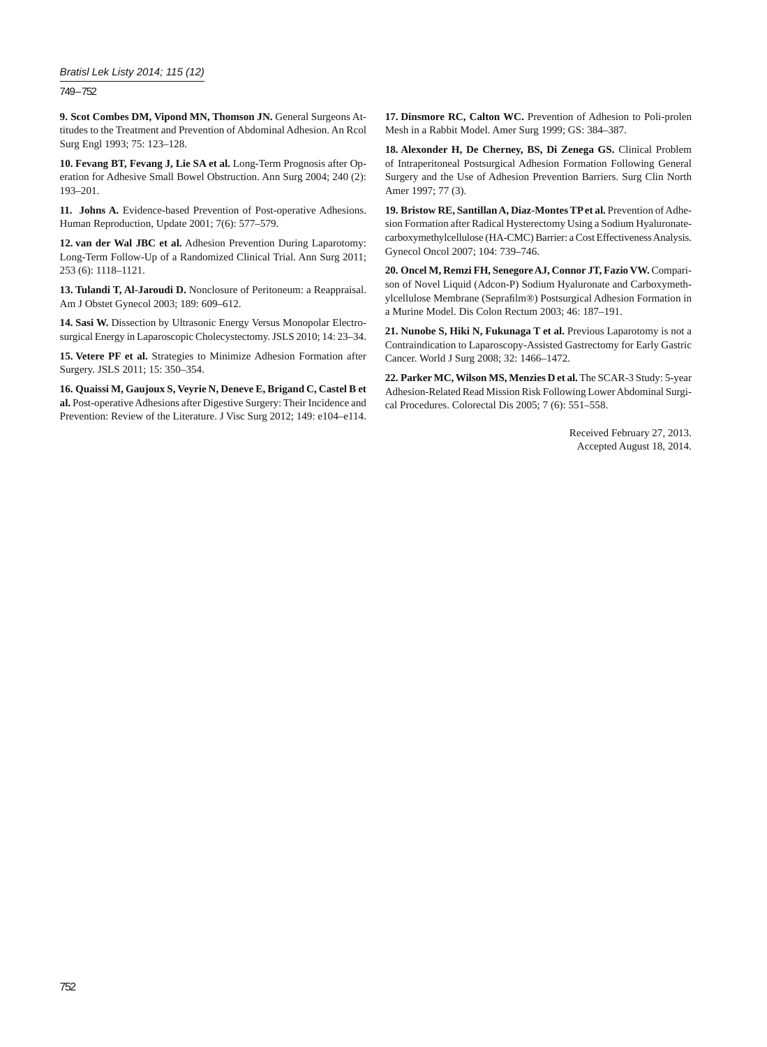**9. Scot Combes DM, Vipond MN, Thomson JN.** General Surgeons Attitudes to the Treatment and Prevention of Abdominal Adhesion. An Rcol Surg Engl 1993; 75: 123–128.

**10. Fevang BT, Fevang J, Lie SA et al.** Long-Term Prognosis after Operation for Adhesive Small Bowel Obstruction. Ann Surg 2004; 240 (2): 193–201.

**11. Johns A.** Evidence-based Prevention of Post-operative Adhesions. Human Reproduction, Update 2001; 7(6): 577–579.

**12. van der Wal JBC et al.** Adhesion Prevention During Laparotomy: Long-Term Follow-Up of a Randomized Clinical Trial. Ann Surg 2011; 253 (6): 1118–1121.

**13. Tulandi T, Al-Jaroudi D.** Nonclosure of Peritoneum: a Reappraisal. Am J Obstet Gynecol 2003; 189: 609–612.

**14. Sasi W.** Dissection by Ultrasonic Energy Versus Monopolar Electrosurgical Energy in Laparoscopic Cholecystectomy. JSLS 2010; 14: 23–34.

**15. Vetere PF et al.** Strategies to Minimize Adhesion Formation after Surgery. JSLS 2011; 15: 350–354.

**16. Quaissi M, Gaujoux S, Veyrie N, Deneve E, Brigand C, Castel B et al.** Post-operative Adhesions after Digestive Surgery: Their Incidence and Prevention: Review of the Literature. J Visc Surg 2012; 149: e104–e114.

**17. Dinsmore RC, Calton WC.** Prevention of Adhesion to Poli-prolen Mesh in a Rabbit Model. Amer Surg 1999; GS: 384–387.

**18. Alexander H, De Cherney, BS, Di Zenega GS.** Clinical Problem of Intraperitoneal Postsurgical Adhesion Formation Following General Surgery and the Use of Adhesion Prevention Barriers. Surg Clin North Amer 1997; 77 (3).

**19. Bristow RE, Santillan A, Diaz-Montes TP et al.** Prevention of Adhesion Formation after Radical Hysterectomy Using a Sodium Hyaluronate-carboxymethylcellulose (HA-CMC) Barrier: a Cost Effectiveness Analysis. Gynecol Oncol 2007; 104: 739–746.

**20. Oncel M, Remzi FH, Senegore AJ, Connor JT, Fazio VW.** Comparison of Novel Liquid (Adcon-P) Sodium Hyaluronate and Carboxymethylcellulose Membrane (Seprafilm®) Postsurgical Adhesion Formation in a Murine Model. Dis Colon Rectum 2003; 46: 187–191.

**21. Nunobe S, Hiki N, Fukunaga T et al.** Previous Laparotomy is not a Contraindication to Laparoscopy-Assisted Gastrectomy for Early Gastric Cancer. World J Surg 2008; 32: 1466–1472.

**22. Parker MC, Wilson MS, Menzies D et al.** The SCAR-3 Study: 5-year Adhesion-Related Read Mission Risk Following Lower Abdominal Surgical Procedures. Colorectal Dis 2005; 7 (6): 551–558.

Received February 27, 2013.
Accepted August 18, 2014.